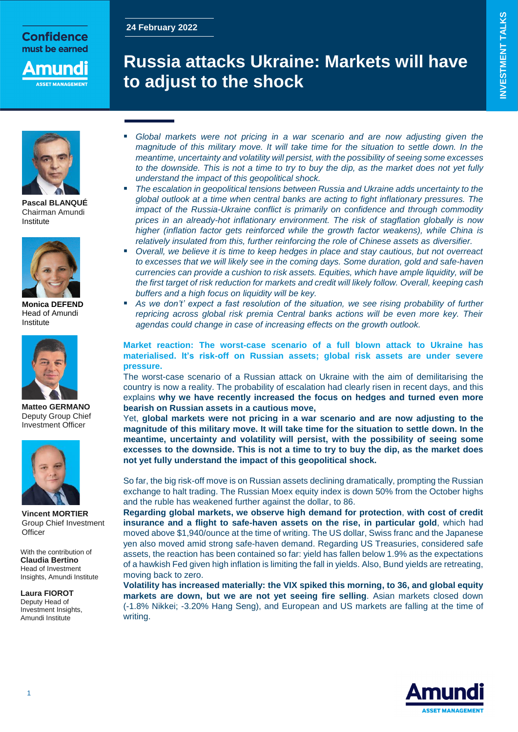Confidence must be earned

24 February 2022

# Russia attacks Ukraine: Markets will have to adjust to the shock

INVESTMENT TALKS

**Pascal BLANQUÉ**
Chairman Amundi Institute

**Monica DEFEND**
Head of Amundi Institute

**Matteo GERMANO**
Deputy Group Chief Investment Officer

**Vincent MORTIER**
Group Chief Investment Officer

With the contribution of
**Claudia Bertino**
Head of Investment Insights, Amundi Institute

**Laura FIOROT**
Deputy Head of Investment Insights, Amundi Institute

- *Global markets were not pricing in a war scenario and are now adjusting given the magnitude of this military move. It will take time for the situation to settle down. In the meantime, uncertainty and volatility will persist, with the possibility of seeing some excesses to the downside. This is not a time to try to buy the dip, as the market does not yet fully understand the impact of this geopolitical shock.*
- *The escalation in geopolitical tensions between Russia and Ukraine adds uncertainty to the global outlook at a time when central banks are acting to fight inflationary pressures. The impact of the Russia-Ukraine conflict is primarily on confidence and through commodity prices in an already-hot inflationary environment. The risk of stagflation globally is now higher (inflation factor gets reinforced while the growth factor weakens), while China is relatively insulated from this, further reinforcing the role of Chinese assets as diversifier.*
- *Overall, we believe it is time to keep hedges in place and stay cautious, but not overreact to excesses that we will likely see in the coming days. Some duration, gold and safe-haven currencies can provide a cushion to risk assets. Equities, which have ample liquidity, will be the first target of risk reduction for markets and credit will likely follow. Overall, keeping cash buffers and a high focus on liquidity will be key.*
- *As we don't' expect a fast resolution of the situation, we see rising probability of further repricing across global risk premia Central banks actions will be even more key. Their agendas could change in case of increasing effects on the growth outlook.*

**Market reaction: The worst-case scenario of a full blown attack to Ukraine has materialised. It's risk-off on Russian assets; global risk assets are under severe pressure.**

The worst-case scenario of a Russian attack on Ukraine with the aim of demilitarising the country is now a reality. The probability of escalation had clearly risen in recent days, and this explains **why we have recently increased the focus on hedges and turned even more bearish on Russian assets in a cautious move,**

Yet, **global markets were not pricing in a war scenario and are now adjusting to the magnitude of this military move. It will take time for the situation to settle down. In the meantime, uncertainty and volatility will persist, with the possibility of seeing some excesses to the downside. This is not a time to try to buy the dip, as the market does not yet fully understand the impact of this geopolitical shock.**

So far, the big risk-off move is on Russian assets declining dramatically, prompting the Russian exchange to halt trading. The Russian Moex equity index is down 50% from the October highs and the ruble has weakened further against the dollar, to 86.

**Regarding global markets, we observe high demand for protection**, **with cost of credit insurance and a flight to safe-haven assets on the rise, in particular gold**, which had moved above $1,940/ounce at the time of writing. The US dollar, Swiss franc and the Japanese yen also moved amid strong safe-haven demand. Regarding US Treasuries, considered safe assets, the reaction has been contained so far: yield has fallen below 1.9% as the expectations of a hawkish Fed given high inflation is limiting the fall in yields. Also, Bund yields are retreating, moving back to zero.

**Volatility has increased materially: the VIX spiked this morning, to 36, and global equity markets are down, but we are not yet seeing fire selling**. Asian markets closed down (-1.8% Nikkei; -3.20% Hang Seng), and European and US markets are falling at the time of writing.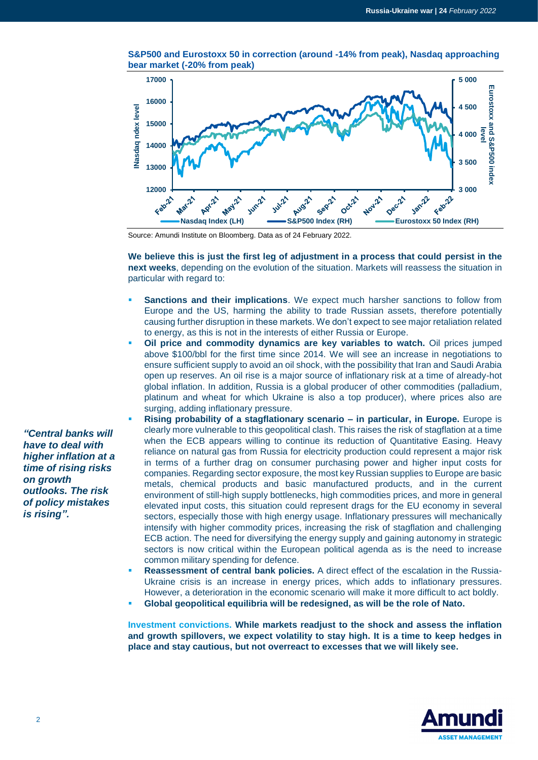**S&P500 and Eurostoxx 50 in correction (around -14% from peak), Nasdaq approaching bear market (-20% from peak)**

Source: Amundi Institute on Bloomberg. Data as of 24 February 2022.

**We believe this is just the first leg of adjustment in a process that could persist in the next weeks**, depending on the evolution of the situation. Markets will reassess the situation in particular with regard to:

- **Sanctions and their implications**. We expect much harsher sanctions to follow from Europe and the US, harming the ability to trade Russian assets, therefore potentially causing further disruption in these markets. We don't expect to see major retaliation related to energy, as this is not in the interests of either Russia or Europe.
- **Oil price and commodity dynamics are key variables to watch.** Oil prices jumped above $100/bbl for the first time since 2014. We will see an increase in negotiations to ensure sufficient supply to avoid an oil shock, with the possibility that Iran and Saudi Arabia open up reserves. An oil rise is a major source of inflationary risk at a time of already-hot global inflation. In addition, Russia is a global producer of other commodities (palladium, platinum and wheat for which Ukraine is also a top producer), where prices also are surging, adding inflationary pressure.
- **Rising probability of a stagflationary scenario – in particular, in Europe.** Europe is clearly more vulnerable to this geopolitical clash. This raises the risk of stagflation at a time when the ECB appears willing to continue its reduction of Quantitative Easing. Heavy reliance on natural gas from Russia for electricity production could represent a major risk in terms of a further drag on consumer purchasing power and higher input costs for companies. Regarding sector exposure, the most key Russian supplies to Europe are basic metals, chemical products and basic manufactured products, and in the current environment of still-high supply bottlenecks, high commodities prices, and more in general elevated input costs, this situation could represent drags for the EU economy in several sectors, especially those with high energy usage. Inflationary pressures will mechanically intensify with higher commodity prices, increasing the risk of stagflation and challenging ECB action. The need for diversifying the energy supply and gaining autonomy in strategic sectors is now critical within the European political agenda as is the need to increase common military spending for defence.
- **Reassessment of central bank policies.** A direct effect of the escalation in the Russia-Ukraine crisis is an increase in energy prices, which adds to inflationary pressures. However, a deterioration in the economic scenario will make it more difficult to act boldly.
- **Global geopolitical equilibria will be redesigned, as will be the role of Nato.**

***"Central banks will have to deal with higher inflation at a time of rising risks on growth outlooks. The risk of policy mistakes is rising".***

**Investment convictions. While markets readjust to the shock and assess the inflation and growth spillovers, we expect volatility to stay high. It is a time to keep hedges in place and stay cautious, but not overreact to excesses that we will likely see.**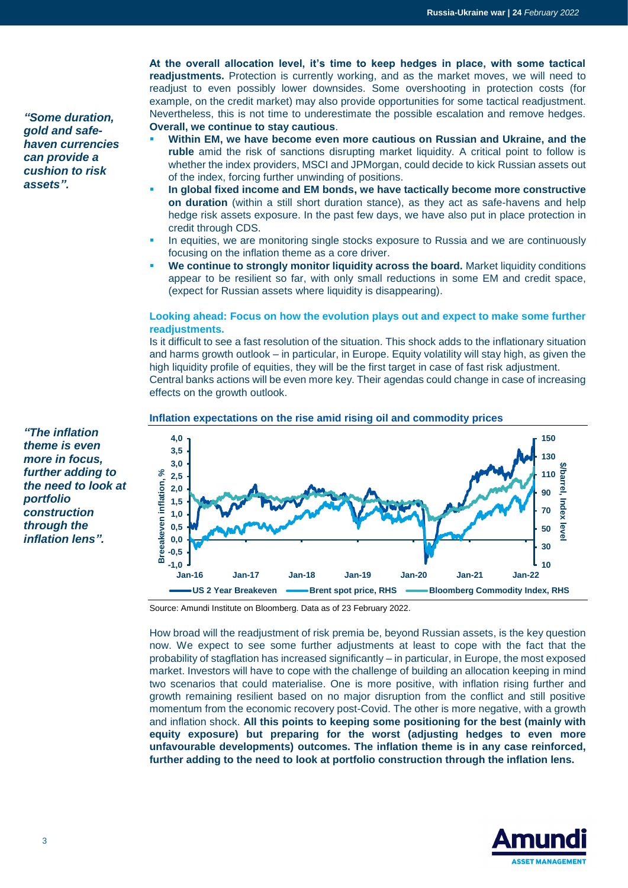*"Some duration, gold and safe-haven currencies can provide a cushion to risk assets".*

**At the overall allocation level, it's time to keep hedges in place, with some tactical readjustments.** Protection is currently working, and as the market moves, we will need to readjust to even possibly lower downsides. Some overshooting in protection costs (for example, on the credit market) may also provide opportunities for some tactical readjustment. Nevertheless, this is not time to underestimate the possible escalation and remove hedges. **Overall, we continue to stay cautious**.

- **Within EM, we have become even more cautious on Russian and Ukraine, and the ruble** amid the risk of sanctions disrupting market liquidity. A critical point to follow is whether the index providers, MSCI and JPMorgan, could decide to kick Russian assets out of the index, forcing further unwinding of positions.
- **In global fixed income and EM bonds, we have tactically become more constructive on duration** (within a still short duration stance), as they act as safe-havens and help hedge risk assets exposure. In the past few days, we have also put in place protection in credit through CDS.
- In equities, we are monitoring single stocks exposure to Russia and we are continuously focusing on the inflation theme as a core driver.
- **We continue to strongly monitor liquidity across the board.** Market liquidity conditions appear to be resilient so far, with only small reductions in some EM and credit space, (expect for Russian assets where liquidity is disappearing).

### Looking ahead: Focus on how the evolution plays out and expect to make some further readjustments.

Is it difficult to see a fast resolution of the situation. This shock adds to the inflationary situation and harms growth outlook – in particular, in Europe. Equity volatility will stay high, as given the high liquidity profile of equities, they will be the first target in case of fast risk adjustment.
Central banks actions will be even more key. Their agendas could change in case of increasing effects on the growth outlook.

*"The inflation theme is even more in focus, further adding to the need to look at portfolio construction through the inflation lens".*

**Inflation expectations on the rise amid rising oil and commodity prices**

Source: Amundi Institute on Bloomberg. Data as of 23 February 2022.

How broad will the readjustment of risk premia be, beyond Russian assets, is the key question now. We expect to see some further adjustments at least to cope with the fact that the probability of stagflation has increased significantly – in particular, in Europe, the most exposed market. Investors will have to cope with the challenge of building an allocation keeping in mind two scenarios that could materialise. One is more positive, with inflation rising further and growth remaining resilient based on no major disruption from the conflict and still positive momentum from the economic recovery post-Covid. The other is more negative, with a growth and inflation shock. **All this points to keeping some positioning for the best (mainly with equity exposure) but preparing for the worst (adjusting hedges to even more unfavourable developments) outcomes. The inflation theme is in any case reinforced, further adding to the need to look at portfolio construction through the inflation lens.**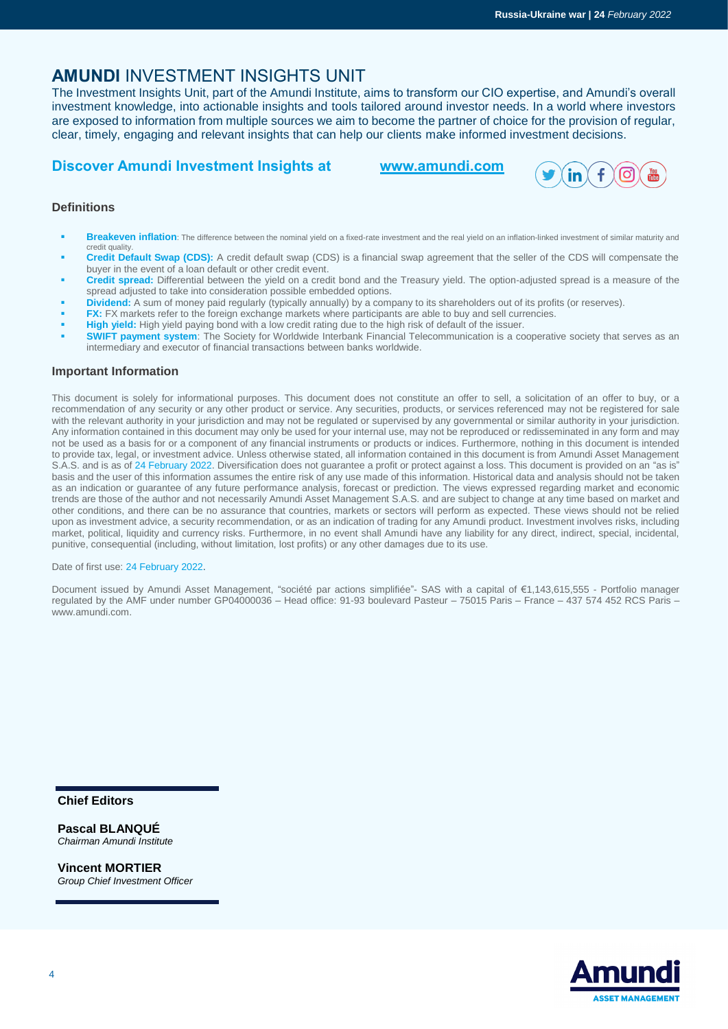# **AMUNDI** INVESTMENT INSIGHTS UNIT

The Investment Insights Unit, part of the Amundi Institute, aims to transform our CIO expertise, and Amundi's overall investment knowledge, into actionable insights and tools tailored around investor needs. In a world where investors are exposed to information from multiple sources we aim to become the partner of choice for the provision of regular, clear, timely, engaging and relevant insights that can help our clients make informed investment decisions.

**Discover Amundi Investment Insights at** **www.amundi.com**

### Definitions

- **Breakeven inflation**: The difference between the nominal yield on a fixed-rate investment and the real yield on an inflation-linked investment of similar maturity and credit quality.
- **Credit Default Swap (CDS):** A credit default swap (CDS) is a financial swap agreement that the seller of the CDS will compensate the buyer in the event of a loan default or other credit event.
- **Credit spread:** Differential between the yield on a credit bond and the Treasury yield. The option-adjusted spread is a measure of the spread adjusted to take into consideration possible embedded options.
- **Dividend:** A sum of money paid regularly (typically annually) by a company to its shareholders out of its profits (or reserves).
- **FX:** FX markets refer to the foreign exchange markets where participants are able to buy and sell currencies.
- **High yield:** High yield paying bond with a low credit rating due to the high risk of default of the issuer.
- **SWIFT payment system**: The Society for Worldwide Interbank Financial Telecommunication is a cooperative society that serves as an intermediary and executor of financial transactions between banks worldwide.

### Important Information

This document is solely for informational purposes. This document does not constitute an offer to sell, a solicitation of an offer to buy, or a recommendation of any security or any other product or service. Any securities, products, or services referenced may not be registered for sale with the relevant authority in your jurisdiction and may not be regulated or supervised by any governmental or similar authority in your jurisdiction. Any information contained in this document may only be used for your internal use, may not be reproduced or redisseminated in any form and may not be used as a basis for or a component of any financial instruments or products or indices. Furthermore, nothing in this document is intended to provide tax, legal, or investment advice. Unless otherwise stated, all information contained in this document is from Amundi Asset Management S.A.S. and is as of 24 February 2022. Diversification does not guarantee a profit or protect against a loss. This document is provided on an "as is" basis and the user of this information assumes the entire risk of any use made of this information. Historical data and analysis should not be taken as an indication or guarantee of any future performance analysis, forecast or prediction. The views expressed regarding market and economic trends are those of the author and not necessarily Amundi Asset Management S.A.S. and are subject to change at any time based on market and other conditions, and there can be no assurance that countries, markets or sectors will perform as expected. These views should not be relied upon as investment advice, a security recommendation, or as an indication of trading for any Amundi product. Investment involves risks, including market, political, liquidity and currency risks. Furthermore, in no event shall Amundi have any liability for any direct, indirect, special, incidental, punitive, consequential (including, without limitation, lost profits) or any other damages due to its use.

Date of first use: 24 February 2022.

Document issued by Amundi Asset Management, "société par actions simplifiée"- SAS with a capital of €1,143,615,555 - Portfolio manager regulated by the AMF under number GP04000036 – Head office: 91-93 boulevard Pasteur – 75015 Paris – France – 437 574 452 RCS Paris – www.amundi.com.

**Chief Editors**

**Pascal BLANQUÉ**
*Chairman Amundi Institute*

**Vincent MORTIER**
*Group Chief Investment Officer*